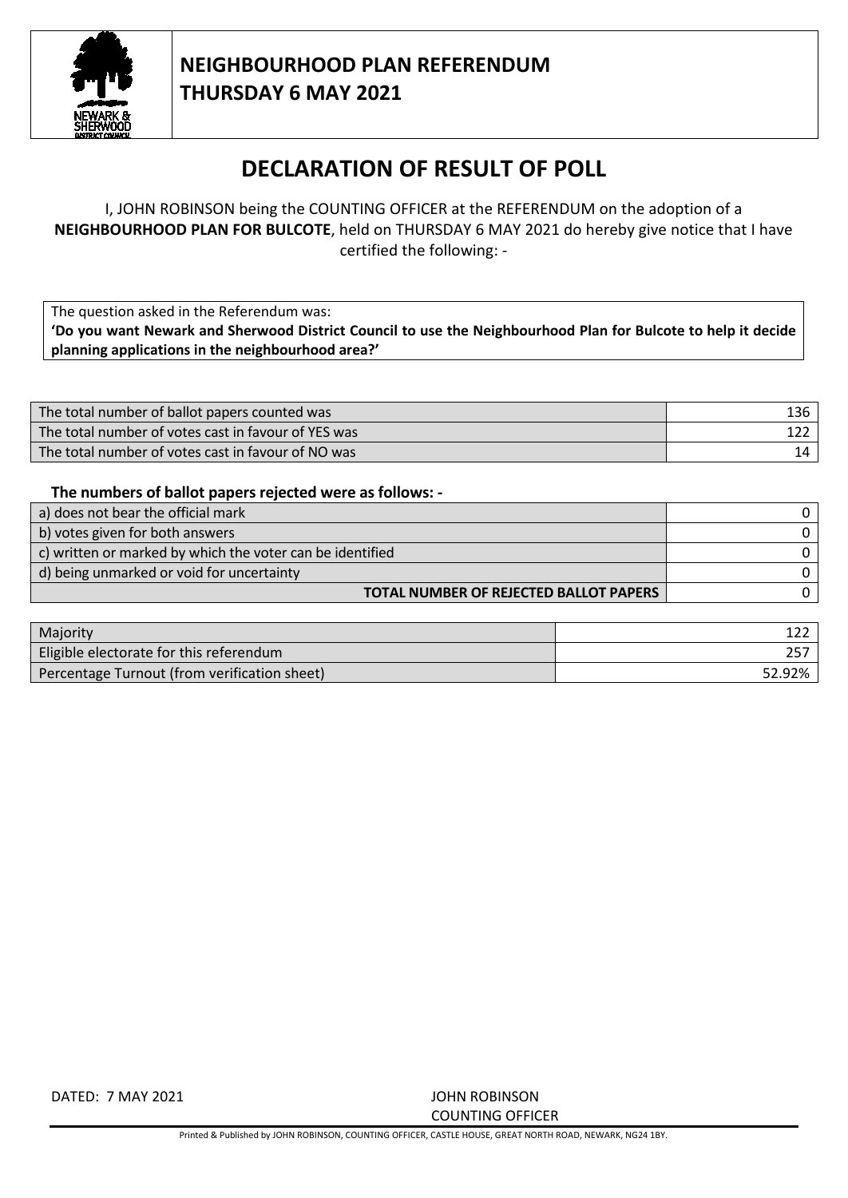NEWARK & SHERWOOD DISTRICT COUNCIL

## NEIGHBOURHOOD PLAN REFERENDUM
## THURSDAY 6 MAY 2021

# DECLARATION OF RESULT OF POLL

I, JOHN ROBINSON being the COUNTING OFFICER at the REFERENDUM on the adoption of a **NEIGHBOURHOOD PLAN FOR BULCOTE**, held on THURSDAY 6 MAY 2021 do hereby give notice that I have certified the following: -

The question asked in the Referendum was:
**'Do you want Newark and Sherwood District Council to use the Neighbourhood Plan for Bulcote to help it decide planning applications in the neighbourhood area?'**

| | |
|---|---|
| The total number of ballot papers counted was | 136 |
| The total number of votes cast in favour of YES was | 122 |
| The total number of votes cast in favour of NO was | 14 |

**The numbers of ballot papers rejected were as follows: -**

| | |
|---|---|
| a) does not bear the official mark | 0 |
| b) votes given for both answers | 0 |
| c) written or marked by which the voter can be identified | 0 |
| d) being unmarked or void for uncertainty | 0 |
| **TOTAL NUMBER OF REJECTED BALLOT PAPERS** | 0 |

| | |
|---|---|
| Majority | 122 |
| Eligible electorate for this referendum | 257 |
| Percentage Turnout (from verification sheet) | 52.92% |

DATED: 7 MAY 2021

JOHN ROBINSON
COUNTING OFFICER

Printed & Published by JOHN ROBINSON, COUNTING OFFICER, CASTLE HOUSE, GREAT NORTH ROAD, NEWARK, NG24 1BY.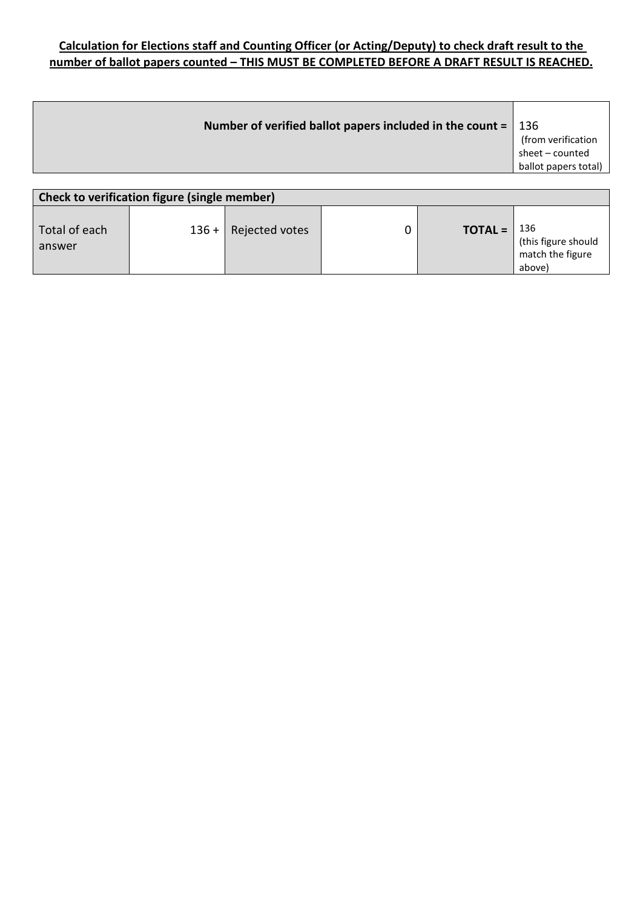**Calculation for Elections staff and Counting Officer (or Acting/Deputy) to check draft result to the number of ballot papers counted – THIS MUST BE COMPLETED BEFORE A DRAFT RESULT IS REACHED.**

| | |
|---|---|
| **Number of verified ballot papers included in the count =** | 136 (from verification sheet – counted ballot papers total) |

| **Check to verification figure (single member)** | | | | | |
|---|---|---|---|---|---|
| Total of each answer | 136 + | Rejected votes | 0 | **TOTAL =** | 136 (this figure should match the figure above) |